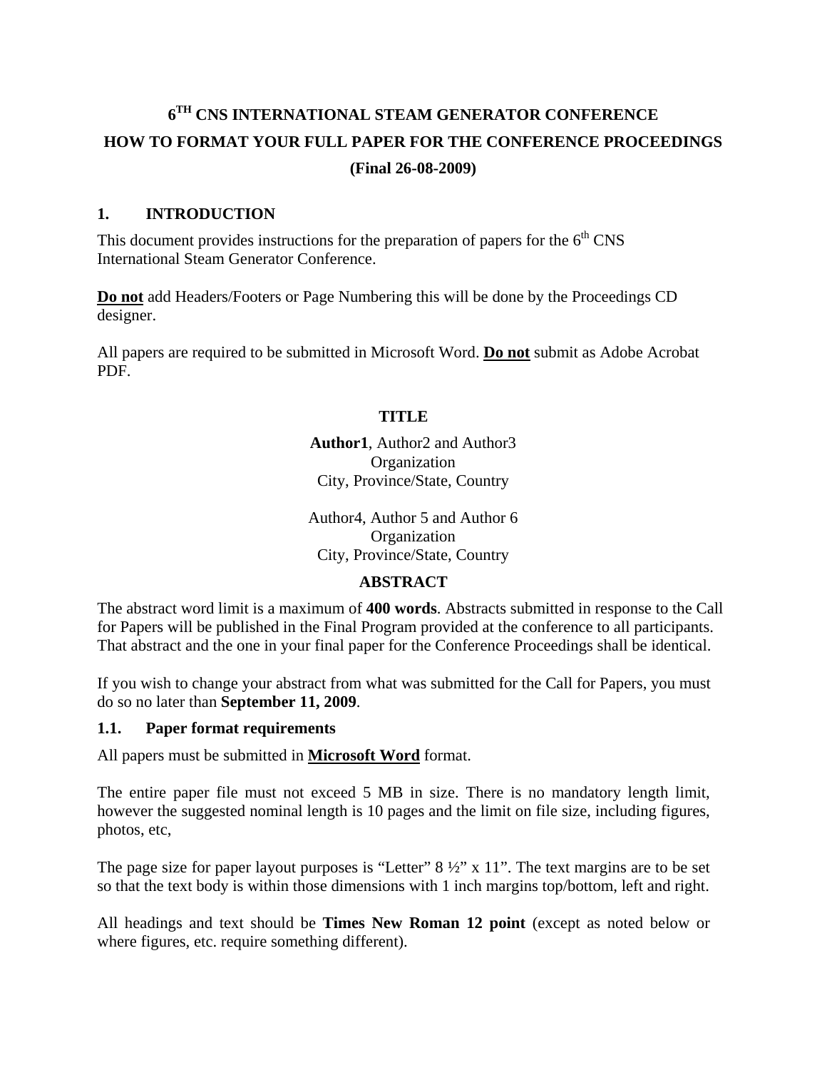# 6TH CNS INTERNATIONAL STEAM GENERATOR CONFERENCE
# HOW TO FORMAT YOUR FULL PAPER FOR THE CONFERENCE PROCEEDINGS
# (Final 26-08-2009)

## 1. INTRODUCTION

This document provides instructions for the preparation of papers for the 6th CNS International Steam Generator Conference.

**Do not** add Headers/Footers or Page Numbering this will be done by the Proceedings CD designer.

All papers are required to be submitted in Microsoft Word. **Do not** submit as Adobe Acrobat PDF.

**TITLE**

**Author1**, Author2 and Author3
Organization
City, Province/State, Country

Author4, Author 5 and Author 6
Organization
City, Province/State, Country

**ABSTRACT**

The abstract word limit is a maximum of **400 words**. Abstracts submitted in response to the Call for Papers will be published in the Final Program provided at the conference to all participants. That abstract and the one in your final paper for the Conference Proceedings shall be identical.

If you wish to change your abstract from what was submitted for the Call for Papers, you must do so no later than **September 11, 2009**.

### 1.1. Paper format requirements

All papers must be submitted in **Microsoft Word** format.

The entire paper file must not exceed 5 MB in size. There is no mandatory length limit, however the suggested nominal length is 10 pages and the limit on file size, including figures, photos, etc,

The page size for paper layout purposes is "Letter" 8 ½" x 11". The text margins are to be set so that the text body is within those dimensions with 1 inch margins top/bottom, left and right.

All headings and text should be **Times New Roman 12 point** (except as noted below or where figures, etc. require something different).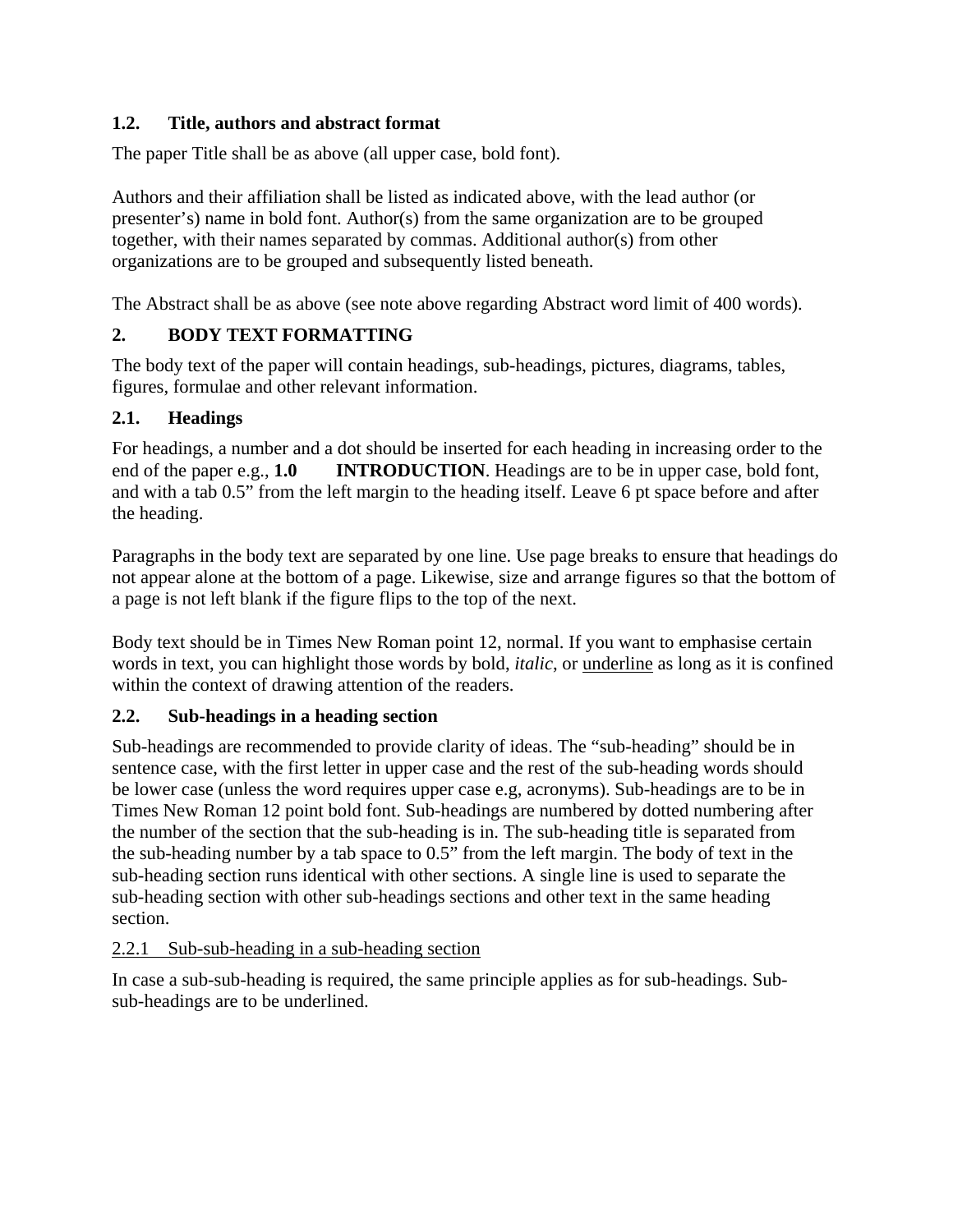### 1.2. Title, authors and abstract format

The paper Title shall be as above (all upper case, bold font).

Authors and their affiliation shall be listed as indicated above, with the lead author (or presenter's) name in bold font. Author(s) from the same organization are to be grouped together, with their names separated by commas. Additional author(s) from other organizations are to be grouped and subsequently listed beneath.

The Abstract shall be as above (see note above regarding Abstract word limit of 400 words).

## 2. BODY TEXT FORMATTING

The body text of the paper will contain headings, sub-headings, pictures, diagrams, tables, figures, formulae and other relevant information.

### 2.1. Headings

For headings, a number and a dot should be inserted for each heading in increasing order to the end of the paper e.g., **1.0 INTRODUCTION**. Headings are to be in upper case, bold font, and with a tab 0.5" from the left margin to the heading itself. Leave 6 pt space before and after the heading.

Paragraphs in the body text are separated by one line. Use page breaks to ensure that headings do not appear alone at the bottom of a page. Likewise, size and arrange figures so that the bottom of a page is not left blank if the figure flips to the top of the next.

Body text should be in Times New Roman point 12, normal. If you want to emphasise certain words in text, you can highlight those words by bold, *italic*, or <u>underline</u> as long as it is confined within the context of drawing attention of the readers.

### 2.2. Sub-headings in a heading section

Sub-headings are recommended to provide clarity of ideas. The "sub-heading" should be in sentence case, with the first letter in upper case and the rest of the sub-heading words should be lower case (unless the word requires upper case e.g, acronyms). Sub-headings are to be in Times New Roman 12 point bold font. Sub-headings are numbered by dotted numbering after the number of the section that the sub-heading is in. The sub-heading title is separated from the sub-heading number by a tab space to 0.5" from the left margin. The body of text in the sub-heading section runs identical with other sections. A single line is used to separate the sub-heading section with other sub-headings sections and other text in the same heading section.

#### <u>2.2.1 Sub-sub-heading in a sub-heading section</u>

In case a sub-sub-heading is required, the same principle applies as for sub-headings. Sub-sub-headings are to be underlined.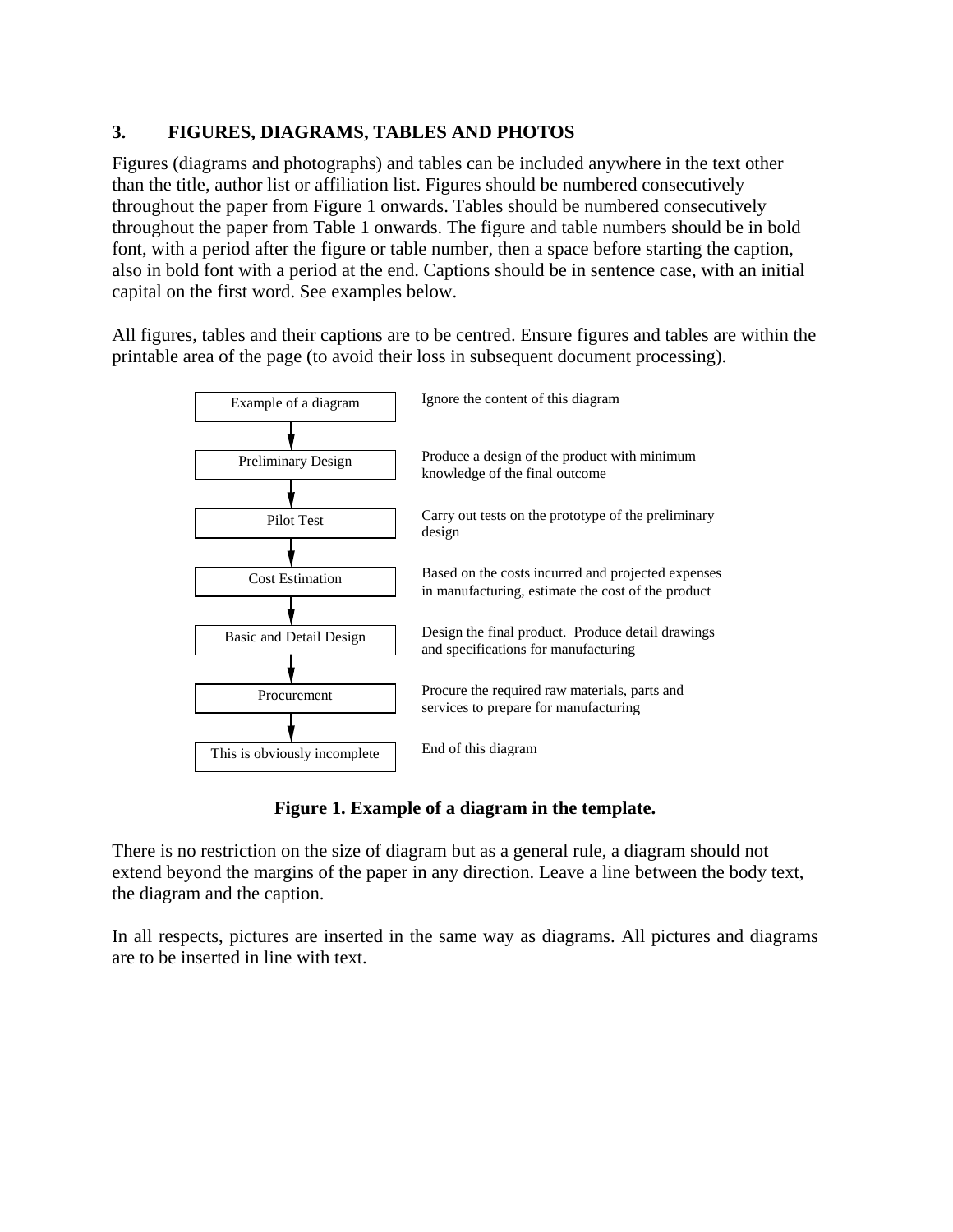## 3. FIGURES, DIAGRAMS, TABLES AND PHOTOS

Figures (diagrams and photographs) and tables can be included anywhere in the text other than the title, author list or affiliation list. Figures should be numbered consecutively throughout the paper from Figure 1 onwards. Tables should be numbered consecutively throughout the paper from Table 1 onwards. The figure and table numbers should be in bold font, with a period after the figure or table number, then a space before starting the caption, also in bold font with a period at the end. Captions should be in sentence case, with an initial capital on the first word. See examples below.

All figures, tables and their captions are to be centred. Ensure figures and tables are within the printable area of the page (to avoid their loss in subsequent document processing).

| Step | Description |
| --- | --- |
| Example of a diagram | Ignore the content of this diagram |
| Preliminary Design | Produce a design of the product with minimum knowledge of the final outcome |
| Pilot Test | Carry out tests on the prototype of the preliminary design |
| Cost Estimation | Based on the costs incurred and projected expenses in manufacturing, estimate the cost of the product |
| Basic and Detail Design | Design the final product. Produce detail drawings and specifications for manufacturing |
| Procurement | Procure the required raw materials, parts and services to prepare for manufacturing |
| This is obviously incomplete | End of this diagram |

**Figure 1. Example of a diagram in the template.**

There is no restriction on the size of diagram but as a general rule, a diagram should not extend beyond the margins of the paper in any direction. Leave a line between the body text, the diagram and the caption.

In all respects, pictures are inserted in the same way as diagrams. All pictures and diagrams are to be inserted in line with text.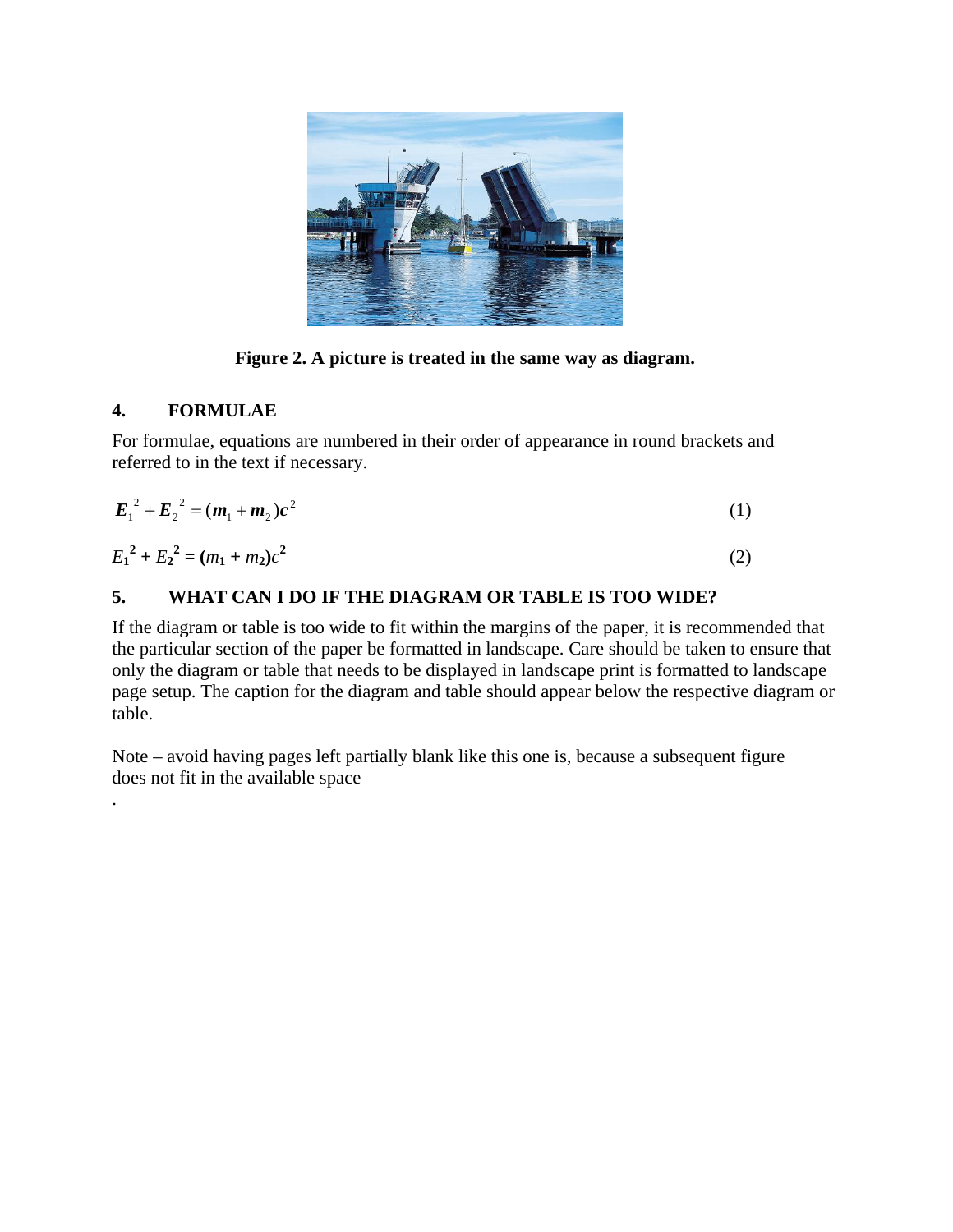**Figure 2. A picture is treated in the same way as diagram.**

## 4. FORMULAE

For formulae, equations are numbered in their order of appearance in round brackets and referred to in the text if necessary.

$$\boldsymbol{E}_1{}^2 + \boldsymbol{E}_2{}^2 = (\boldsymbol{m}_1 + \boldsymbol{m}_2)\boldsymbol{c}^2 \tag{1}$$

$$E_1^2 + E_2^2 = (m_1 + m_2)c^2 \tag{2}$$

## 5. WHAT CAN I DO IF THE DIAGRAM OR TABLE IS TOO WIDE?

If the diagram or table is too wide to fit within the margins of the paper, it is recommended that the particular section of the paper be formatted in landscape. Care should be taken to ensure that only the diagram or table that needs to be displayed in landscape print is formatted to landscape page setup. The caption for the diagram and table should appear below the respective diagram or table.

Note – avoid having pages left partially blank like this one is, because a subsequent figure does not fit in the available space

.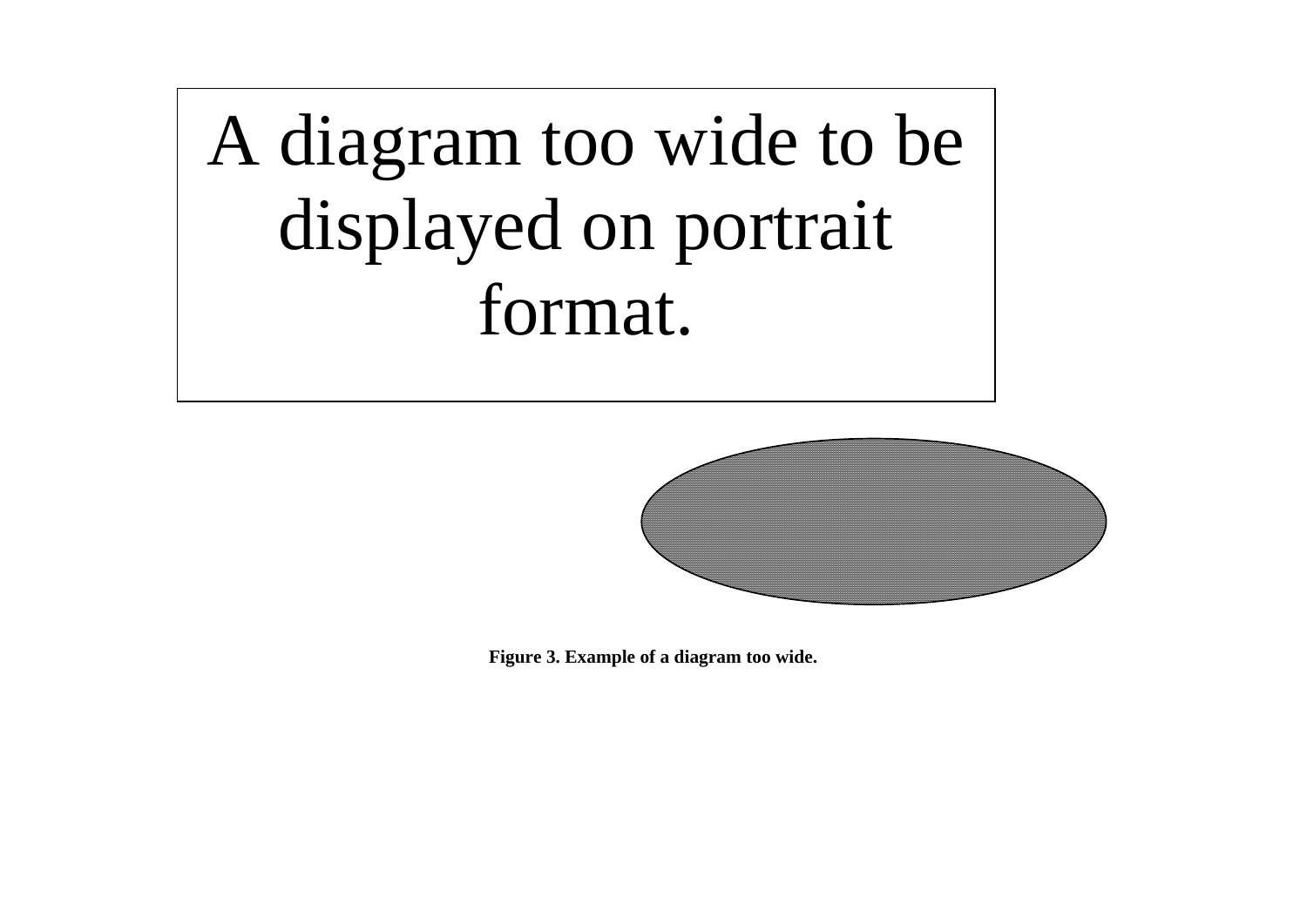A diagram too wide to be displayed on portrait format.

**Figure 3. Example of a diagram too wide.**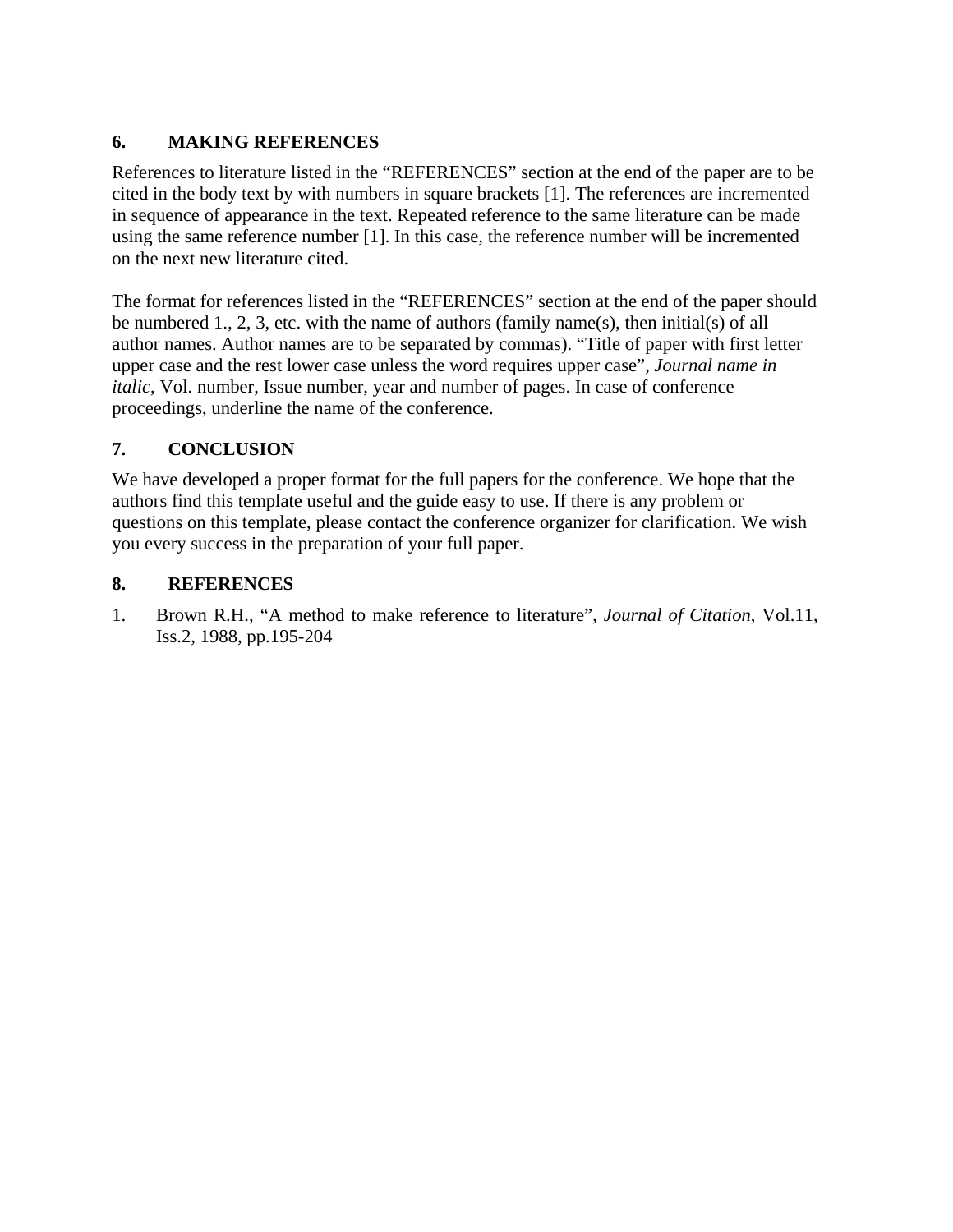## 6. MAKING REFERENCES

References to literature listed in the "REFERENCES" section at the end of the paper are to be cited in the body text by with numbers in square brackets [1]. The references are incremented in sequence of appearance in the text. Repeated reference to the same literature can be made using the same reference number [1]. In this case, the reference number will be incremented on the next new literature cited.

The format for references listed in the "REFERENCES" section at the end of the paper should be numbered 1., 2, 3, etc. with the name of authors (family name(s), then initial(s) of all author names. Author names are to be separated by commas). "Title of paper with first letter upper case and the rest lower case unless the word requires upper case", *Journal name in italic*, Vol. number, Issue number, year and number of pages. In case of conference proceedings, underline the name of the conference.

## 7. CONCLUSION

We have developed a proper format for the full papers for the conference. We hope that the authors find this template useful and the guide easy to use. If there is any problem or questions on this template, please contact the conference organizer for clarification. We wish you every success in the preparation of your full paper.

## 8. REFERENCES

1. Brown R.H., "A method to make reference to literature", *Journal of Citation*, Vol.11, Iss.2, 1988, pp.195-204